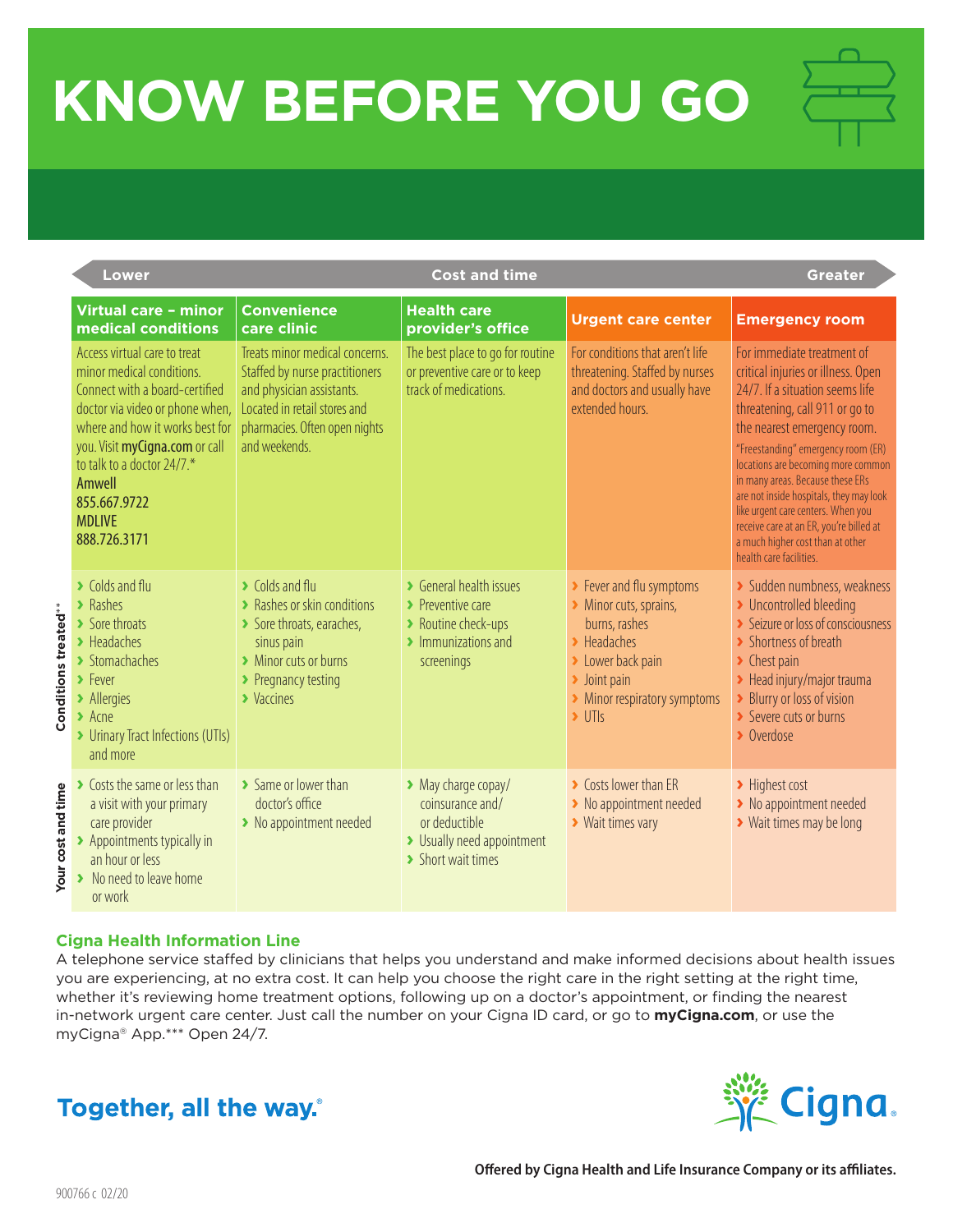# KNOW BEFORE YOU GO

**Lower** — Cost and time — **Greater**

| | Virtual care – minor medical conditions | Convenience care clinic | Health care provider's office | Urgent care center | Emergency room |
|---|---|---|---|---|---|
| | Access virtual care to treat minor medical conditions. Connect with a board-certified doctor via video or phone when, where and how it works best for you. Visit **myCigna.com** or call to talk to a doctor 24/7.* **Amwell** **855.667.9722** **MDLIVE** **888.726.3171** | Treats minor medical concerns. Staffed by nurse practitioners and physician assistants. Located in retail stores and pharmacies. Often open nights and weekends. | The best place to go for routine or preventive care or to keep track of medications. | For conditions that aren't life threatening. Staffed by nurses and doctors and usually have extended hours. | For immediate treatment of critical injuries or illness. Open 24/7. If a situation seems life threatening, call 911 or go to the nearest emergency room. "Freestanding" emergency room (ER) locations are becoming more common in many areas. Because these ERs are not inside hospitals, they may look like urgent care centers. When you receive care at an ER, you're billed at a much higher cost than at other health care facilities. |
| **Conditions treated**** | › Colds and flu<br>› Rashes<br>› Sore throats<br>› Headaches<br>› Stomachaches<br>› Fever<br>› Allergies<br>› Acne<br>› Urinary Tract Infections (UTIs) and more | › Colds and flu<br>› Rashes or skin conditions<br>› Sore throats, earaches, sinus pain<br>› Minor cuts or burns<br>› Pregnancy testing<br>› Vaccines | › General health issues<br>› Preventive care<br>› Routine check-ups<br>› Immunizations and screenings | › Fever and flu symptoms<br>› Minor cuts, sprains, burns, rashes<br>› Headaches<br>› Lower back pain<br>› Joint pain<br>› Minor respiratory symptoms<br>› UTIs | › Sudden numbness, weakness<br>› Uncontrolled bleeding<br>› Seizure or loss of consciousness<br>› Shortness of breath<br>› Chest pain<br>› Head injury/major trauma<br>› Blurry or loss of vision<br>› Severe cuts or burns<br>› Overdose |
| **Your cost and time** | › Costs the same or less than a visit with your primary care provider<br>› Appointments typically in an hour or less<br>› No need to leave home or work | › Same or lower than doctor's office<br>› No appointment needed | › May charge copay/coinsurance and/or deductible<br>› Usually need appointment<br>› Short wait times | › Costs lower than ER<br>› No appointment needed<br>› Wait times vary | › Highest cost<br>› No appointment needed<br>› Wait times may be long |

## Cigna Health Information Line

A telephone service staffed by clinicians that helps you understand and make informed decisions about health issues you are experiencing, at no extra cost. It can help you choose the right care in the right setting at the right time, whether it's reviewing home treatment options, following up on a doctor's appointment, or finding the nearest in-network urgent care center. Just call the number on your Cigna ID card, or go to **myCigna.com**, or use the myCigna® App.*** Open 24/7.

**Together, all the way.®**

Cigna.

**Offered by Cigna Health and Life Insurance Company or its affiliates.**

900766 c 02/20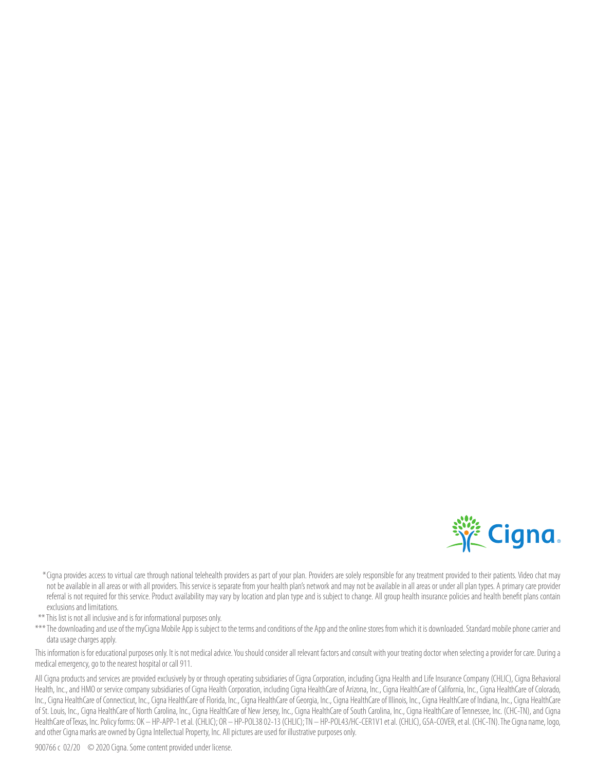Cigna.

\* Cigna provides access to virtual care through national telehealth providers as part of your plan. Providers are solely responsible for any treatment provided to their patients. Video chat may not be available in all areas or with all providers. This service is separate from your health plan's network and may not be available in all areas or under all plan types. A primary care provider referral is not required for this service. Product availability may vary by location and plan type and is subject to change. All group health insurance policies and health benefit plans contain exclusions and limitations.

\*\* This list is not all inclusive and is for informational purposes only.

\*\*\* The downloading and use of the myCigna Mobile App is subject to the terms and conditions of the App and the online stores from which it is downloaded. Standard mobile phone carrier and data usage charges apply.

This information is for educational purposes only. It is not medical advice. You should consider all relevant factors and consult with your treating doctor when selecting a provider for care. During a medical emergency, go to the nearest hospital or call 911.

All Cigna products and services are provided exclusively by or through operating subsidiaries of Cigna Corporation, including Cigna Health and Life Insurance Company (CHLIC), Cigna Behavioral Health, Inc., and HMO or service company subsidiaries of Cigna Health Corporation, including Cigna HealthCare of Arizona, Inc., Cigna HealthCare of California, Inc., Cigna HealthCare of Colorado, Inc., Cigna HealthCare of Connecticut, Inc., Cigna HealthCare of Florida, Inc., Cigna HealthCare of Georgia, Inc., Cigna HealthCare of Illinois, Inc., Cigna HealthCare of Indiana, Inc., Cigna HealthCare of St. Louis, Inc., Cigna HealthCare of North Carolina, Inc., Cigna HealthCare of New Jersey, Inc., Cigna HealthCare of South Carolina, Inc., Cigna HealthCare of Tennessee, Inc. (CHC-TN), and Cigna HealthCare of Texas, Inc. Policy forms: OK – HP-APP-1 et al. (CHLIC); OR – HP-POL38 02-13 (CHLIC); TN – HP-POL43/HC-CER1V1 et al. (CHLIC), GSA-COVER, et al. (CHC-TN). The Cigna name, logo, and other Cigna marks are owned by Cigna Intellectual Property, Inc. All pictures are used for illustrative purposes only.

900766 c 02/20 © 2020 Cigna. Some content provided under license.